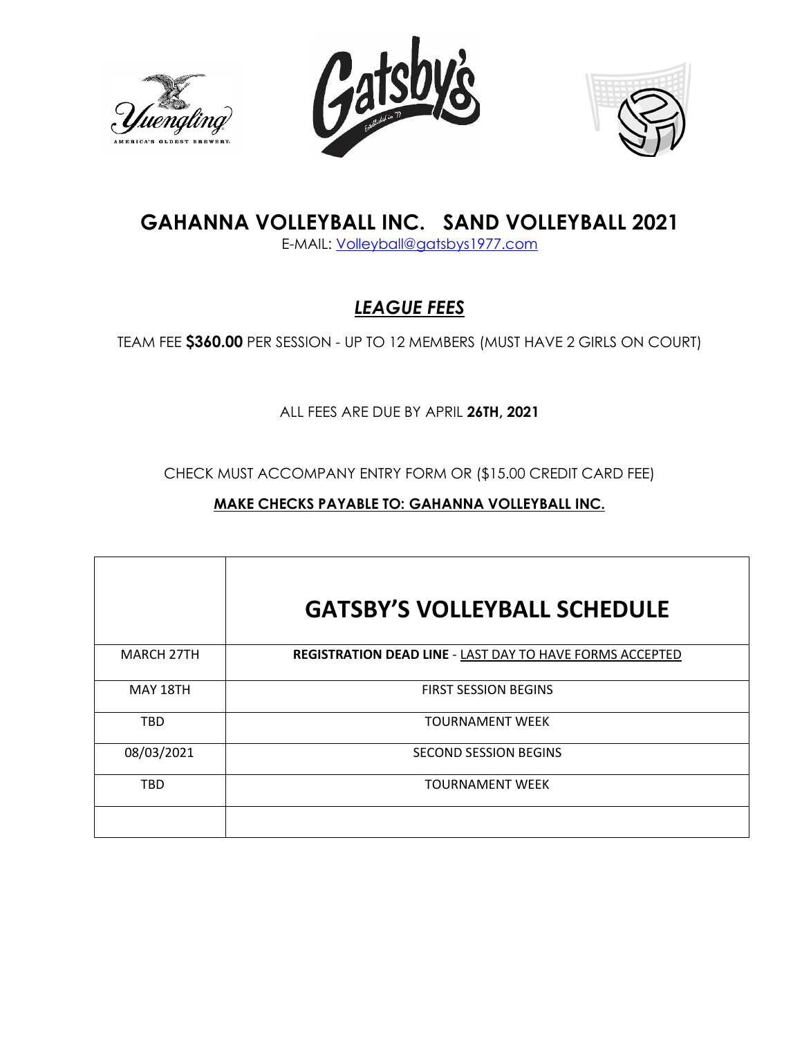# GAHANNA VOLLEYBALL INC. SAND VOLLEYBALL 2021

E-MAIL: Volleyball@gatsbys1977.com

## ***LEAGUE FEES***

TEAM FEE **$360.00** PER SESSION - UP TO 12 MEMBERS (MUST HAVE 2 GIRLS ON COURT)

ALL FEES ARE DUE BY APRIL **26TH, 2021**

CHECK MUST ACCOMPANY ENTRY FORM OR ($15.00 CREDIT CARD FEE)

**MAKE CHECKS PAYABLE TO: GAHANNA VOLLEYBALL INC.**

| | GATSBY'S VOLLEYBALL SCHEDULE |
|---|---|
| MARCH 27TH | **REGISTRATION DEAD LINE** - LAST DAY TO HAVE FORMS ACCEPTED |
| MAY 18TH | FIRST SESSION BEGINS |
| TBD | TOURNAMENT WEEK |
| 08/03/2021 | SECOND SESSION BEGINS |
| TBD | TOURNAMENT WEEK |
| | |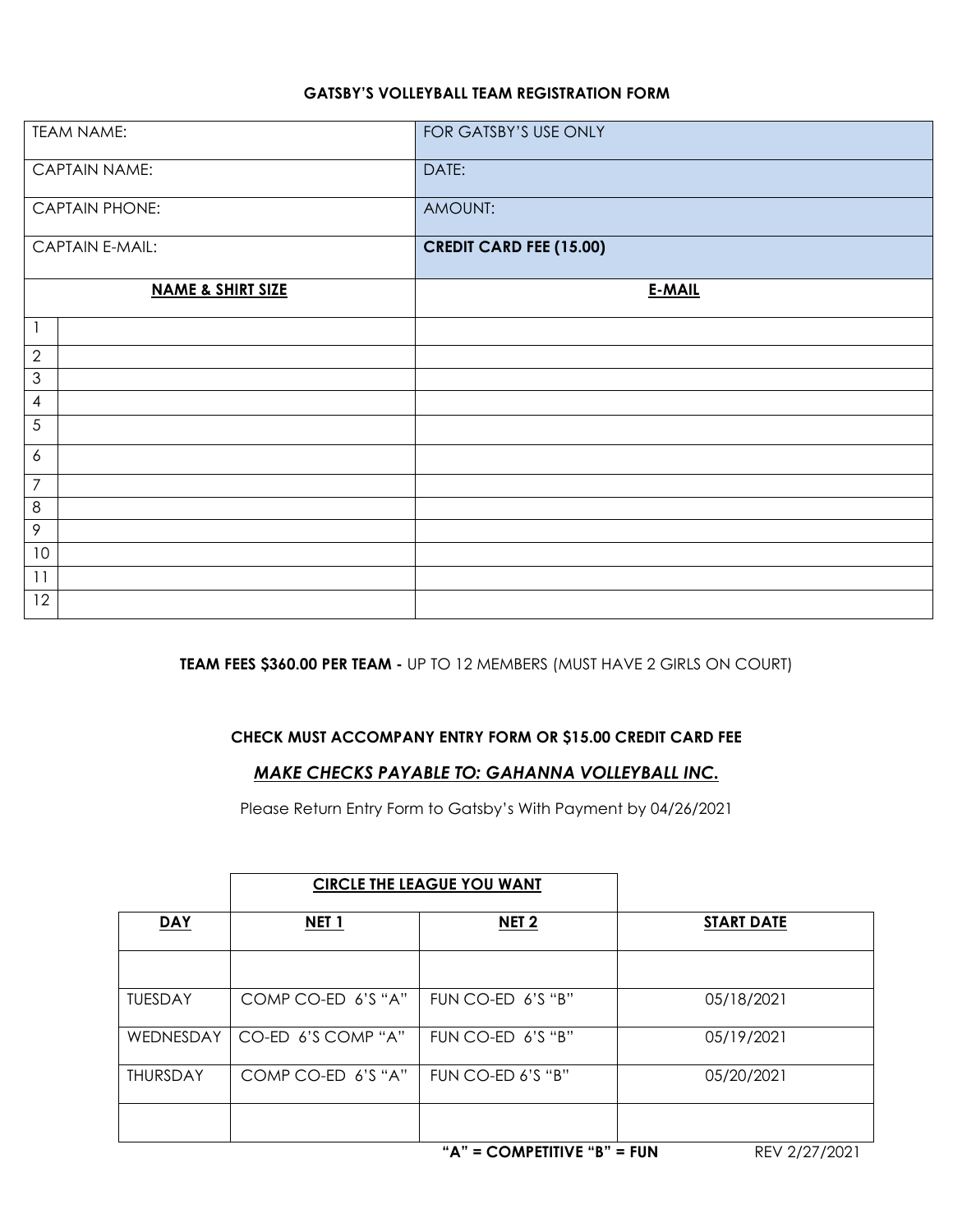## GATSBY'S VOLLEYBALL TEAM REGISTRATION FORM

| | | |
|---|---|---|
| TEAM NAME: | | FOR GATSBY'S USE ONLY |
| CAPTAIN NAME: | | DATE: |
| CAPTAIN PHONE: | | AMOUNT: |
| CAPTAIN E-MAIL: | | **CREDIT CARD FEE (15.00)** |
| **NAME & SHIRT SIZE** | | **E-MAIL** |
| 1 | | |
| 2 | | |
| 3 | | |
| 4 | | |
| 5 | | |
| 6 | | |
| 7 | | |
| 8 | | |
| 9 | | |
| 10 | | |
| 11 | | |
| 12 | | |

**TEAM FEES $360.00 PER TEAM -** UP TO 12 MEMBERS (MUST HAVE 2 GIRLS ON COURT)

**CHECK MUST ACCOMPANY ENTRY FORM OR $15.00 CREDIT CARD FEE**

***MAKE CHECKS PAYABLE TO: GAHANNA VOLLEYBALL INC.***

Please Return Entry Form to Gatsby's With Payment by 04/26/2021

| | **CIRCLE THE LEAGUE YOU WANT** | | |
|---|---|---|---|
| **DAY** | **NET 1** | **NET 2** | **START DATE** |
| | | | |
| TUESDAY | COMP CO-ED 6'S "A" | FUN CO-ED 6'S "B" | 05/18/2021 |
| WEDNESDAY | CO-ED 6'S COMP "A" | FUN CO-ED 6'S "B" | 05/19/2021 |
| THURSDAY | COMP CO-ED 6'S "A" | FUN CO-ED 6'S "B" | 05/20/2021 |
| | | | |

**"A" = COMPETITIVE "B" = FUN**

REV 2/27/2021